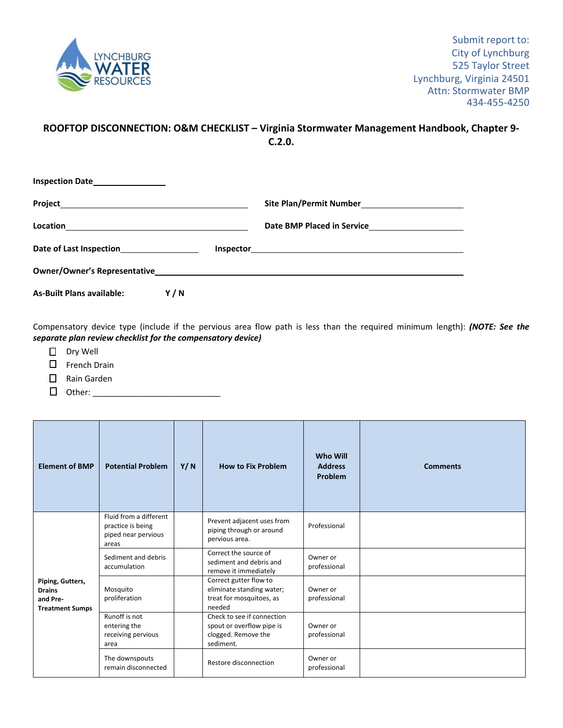LYNCHBURG WATER RESOURCES

Submit report to:
City of Lynchburg
525 Taylor Street
Lynchburg, Virginia 24501
Attn: Stormwater BMP
434-455-4250

## ROOFTOP DISCONNECTION: O&M CHECKLIST – Virginia Stormwater Management Handbook, Chapter 9-C.2.0.

**Inspection Date**\_\_\_\_\_\_\_\_\_\_\_\_\_\_\_\_

**Project**\_\_\_\_\_\_\_\_\_\_\_\_\_\_\_\_\_\_\_\_\_\_\_\_\_\_\_\_\_\_\_\_\_\_\_\_\_\_\_\_ **Site Plan/Permit Number**\_\_\_\_\_\_\_\_\_\_\_\_\_\_\_\_\_\_\_\_\_\_

**Location**\_\_\_\_\_\_\_\_\_\_\_\_\_\_\_\_\_\_\_\_\_\_\_\_\_\_\_\_\_\_\_\_\_\_\_\_\_\_\_\_ **Date BMP Placed in Service**\_\_\_\_\_\_\_\_\_\_\_\_\_\_\_\_\_\_\_\_\_\_

**Date of Last Inspection**\_\_\_\_\_\_\_\_\_\_\_\_\_\_\_\_\_\_ **Inspector**\_\_\_\_\_\_\_\_\_\_\_\_\_\_\_\_\_\_\_\_\_\_\_\_\_\_\_\_\_\_\_\_\_\_\_\_\_\_\_\_\_\_\_\_\_\_

**Owner/Owner's Representative**\_\_\_\_\_\_\_\_\_\_\_\_\_\_\_\_\_\_\_\_\_\_\_\_\_\_\_\_\_\_\_\_\_\_\_\_\_\_\_\_\_\_\_\_\_\_\_\_\_\_\_\_\_\_\_\_\_\_\_\_\_\_\_\_\_\_

**As-Built Plans available: Y / N**

Compensatory device type (include if the pervious area flow path is less than the required minimum length): ***(NOTE: See the separate plan review checklist for the compensatory device)***

- ☐ Dry Well
- ☐ French Drain
- ☐ Rain Garden
- ☐ Other: \_\_\_\_\_\_\_\_\_\_\_\_\_\_\_\_\_\_\_\_\_\_\_\_\_\_\_\_

| Element of BMP | Potential Problem | Y/ N | How to Fix Problem | Who Will Address Problem | Comments |
|---|---|---|---|---|---|
| Piping, Gutters, Drains and Pre-Treatment Sumps | Fluid from a different practice is being piped near pervious areas | | Prevent adjacent uses from piping through or around pervious area. | Professional | |
| | Sediment and debris accumulation | | Correct the source of sediment and debris and remove it immediately | Owner or professional | |
| | Mosquito proliferation | | Correct gutter flow to eliminate standing water; treat for mosquitoes, as needed | Owner or professional | |
| | Runoff is not entering the receiving pervious area | | Check to see if connection spout or overflow pipe is clogged. Remove the sediment. | Owner or professional | |
| | The downspouts remain disconnected | | Restore disconnection | Owner or professional | |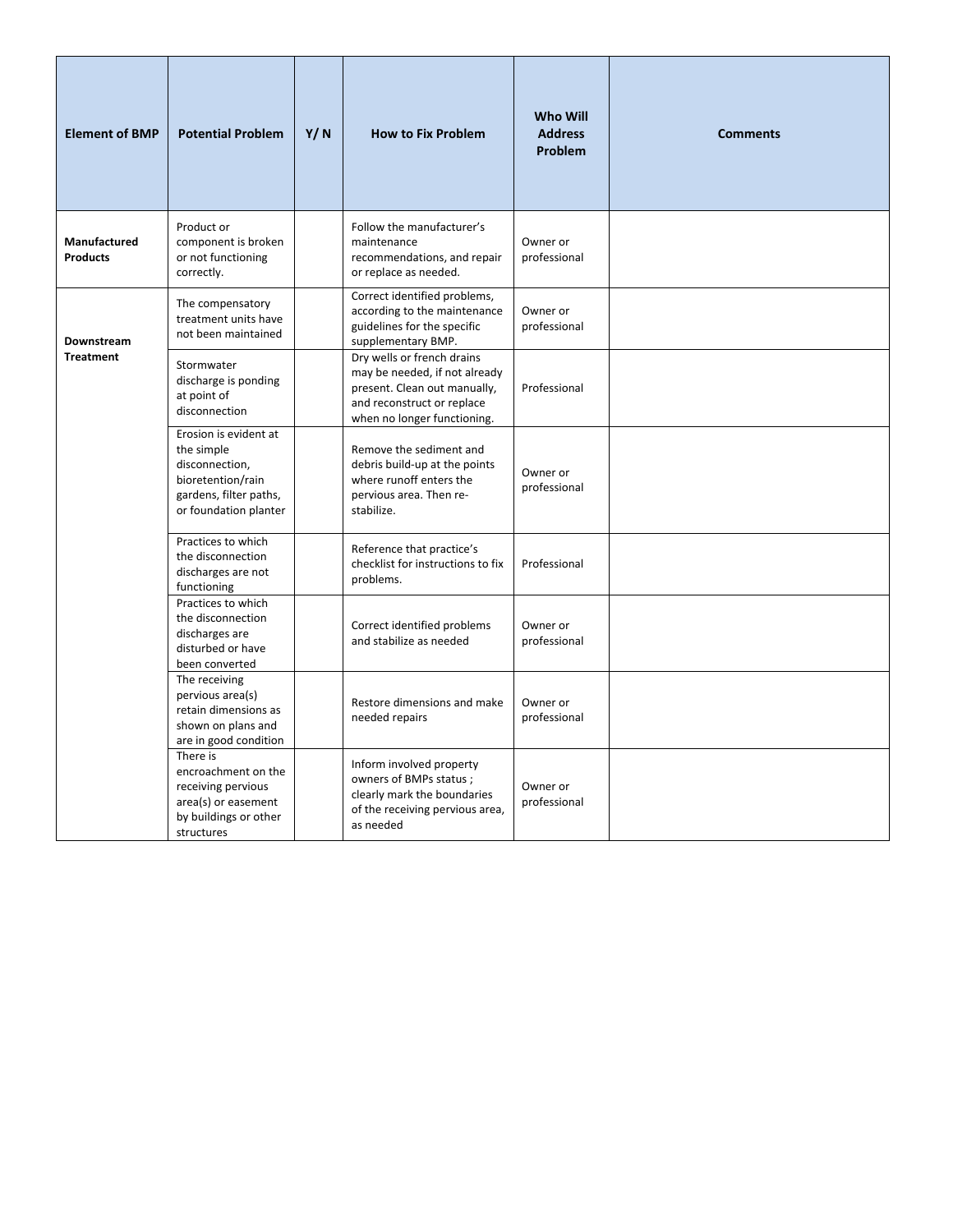| Element of BMP | Potential Problem | Y/ N | How to Fix Problem | Who Will Address Problem | Comments |
| --- | --- | --- | --- | --- | --- |
| **Manufactured Products** | Product or component is broken or not functioning correctly. | | Follow the manufacturer's maintenance recommendations, and repair or replace as needed. | Owner or professional | |
| **Downstream Treatment** | The compensatory treatment units have not been maintained | | Correct identified problems, according to the maintenance guidelines for the specific supplementary BMP. | Owner or professional | |
| | Stormwater discharge is ponding at point of disconnection | | Dry wells or french drains may be needed, if not already present. Clean out manually, and reconstruct or replace when no longer functioning. | Professional | |
| | Erosion is evident at the simple disconnection, bioretention/rain gardens, filter paths, or foundation planter | | Remove the sediment and debris build-up at the points where runoff enters the pervious area. Then re-stabilize. | Owner or professional | |
| | Practices to which the disconnection discharges are not functioning | | Reference that practice's checklist for instructions to fix problems. | Professional | |
| | Practices to which the disconnection discharges are disturbed or have been converted | | Correct identified problems and stabilize as needed | Owner or professional | |
| | The receiving pervious area(s) retain dimensions as shown on plans and are in good condition | | Restore dimensions and make needed repairs | Owner or professional | |
| | There is encroachment on the receiving pervious area(s) or easement by buildings or other structures | | Inform involved property owners of BMPs status ; clearly mark the boundaries of the receiving pervious area, as needed | Owner or professional | |